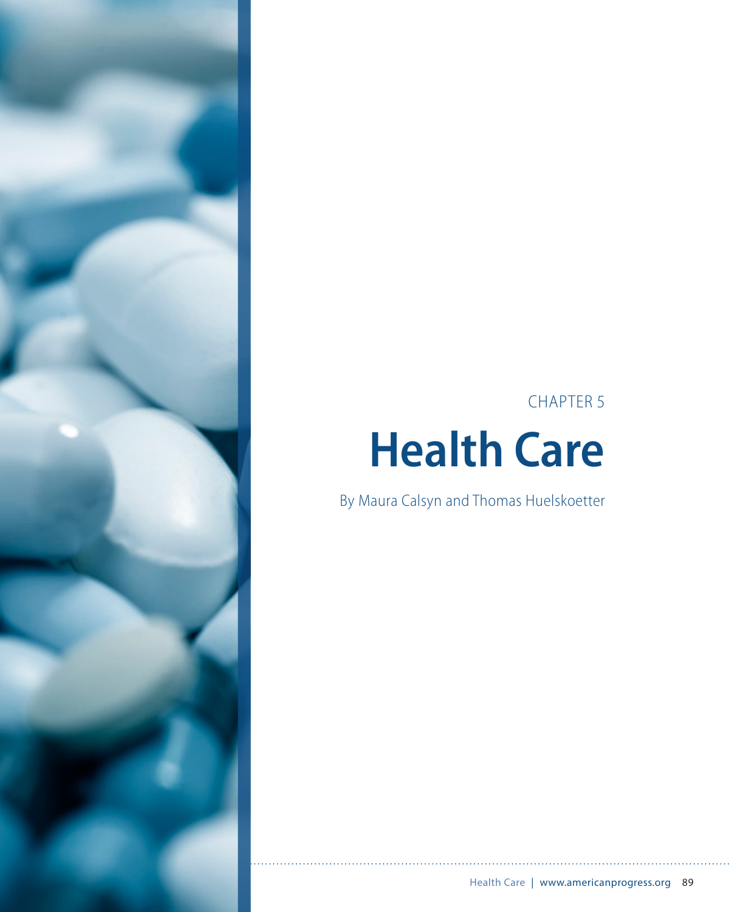CHAPTER 5

# Health Care

By Maura Calsyn and Thomas Huelskoetter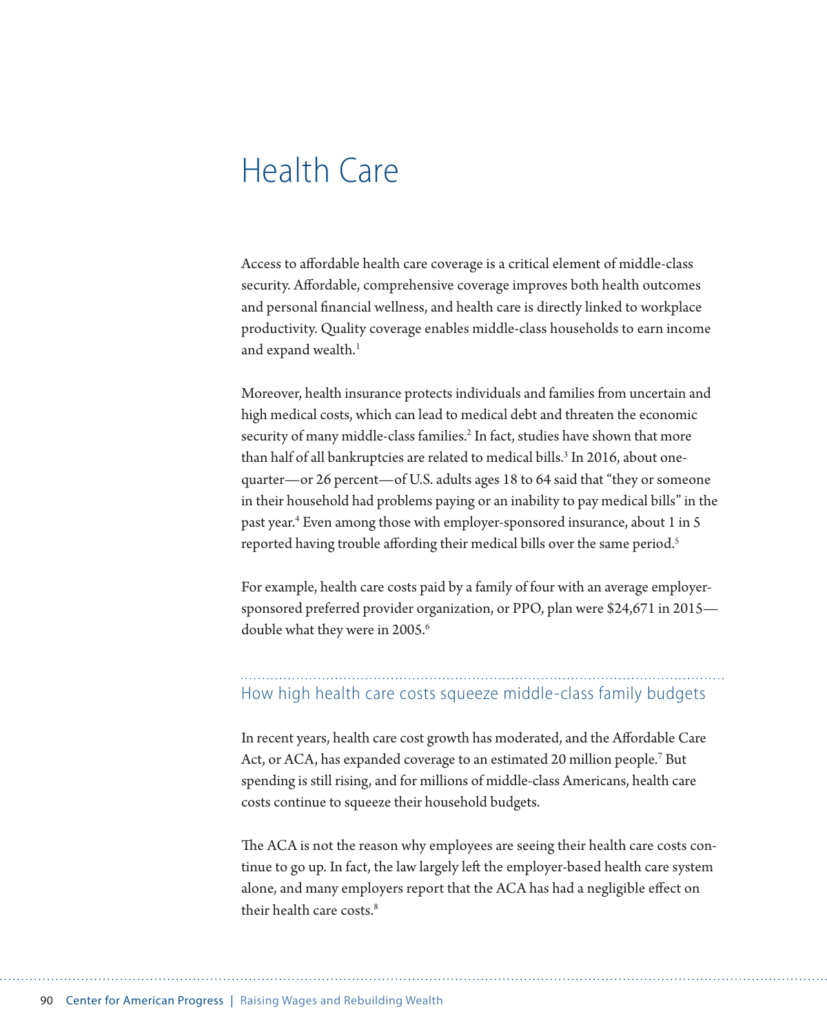# Health Care

Access to affordable health care coverage is a critical element of middle-class security. Affordable, comprehensive coverage improves both health outcomes and personal financial wellness, and health care is directly linked to workplace productivity. Quality coverage enables middle-class households to earn income and expand wealth.[1]

Moreover, health insurance protects individuals and families from uncertain and high medical costs, which can lead to medical debt and threaten the economic security of many middle-class families.[2] In fact, studies have shown that more than half of all bankruptcies are related to medical bills.[3] In 2016, about one-quarter—or 26 percent—of U.S. adults ages 18 to 64 said that "they or someone in their household had problems paying or an inability to pay medical bills" in the past year.[4] Even among those with employer-sponsored insurance, about 1 in 5 reported having trouble affording their medical bills over the same period.[5]

For example, health care costs paid by a family of four with an average employer-sponsored preferred provider organization, or PPO, plan were $24,671 in 2015—double what they were in 2005.[6]

## How high health care costs squeeze middle-class family budgets

In recent years, health care cost growth has moderated, and the Affordable Care Act, or ACA, has expanded coverage to an estimated 20 million people.[7] But spending is still rising, and for millions of middle-class Americans, health care costs continue to squeeze their household budgets.

The ACA is not the reason why employees are seeing their health care costs continue to go up. In fact, the law largely left the employer-based health care system alone, and many employers report that the ACA has had a negligible effect on their health care costs.[8]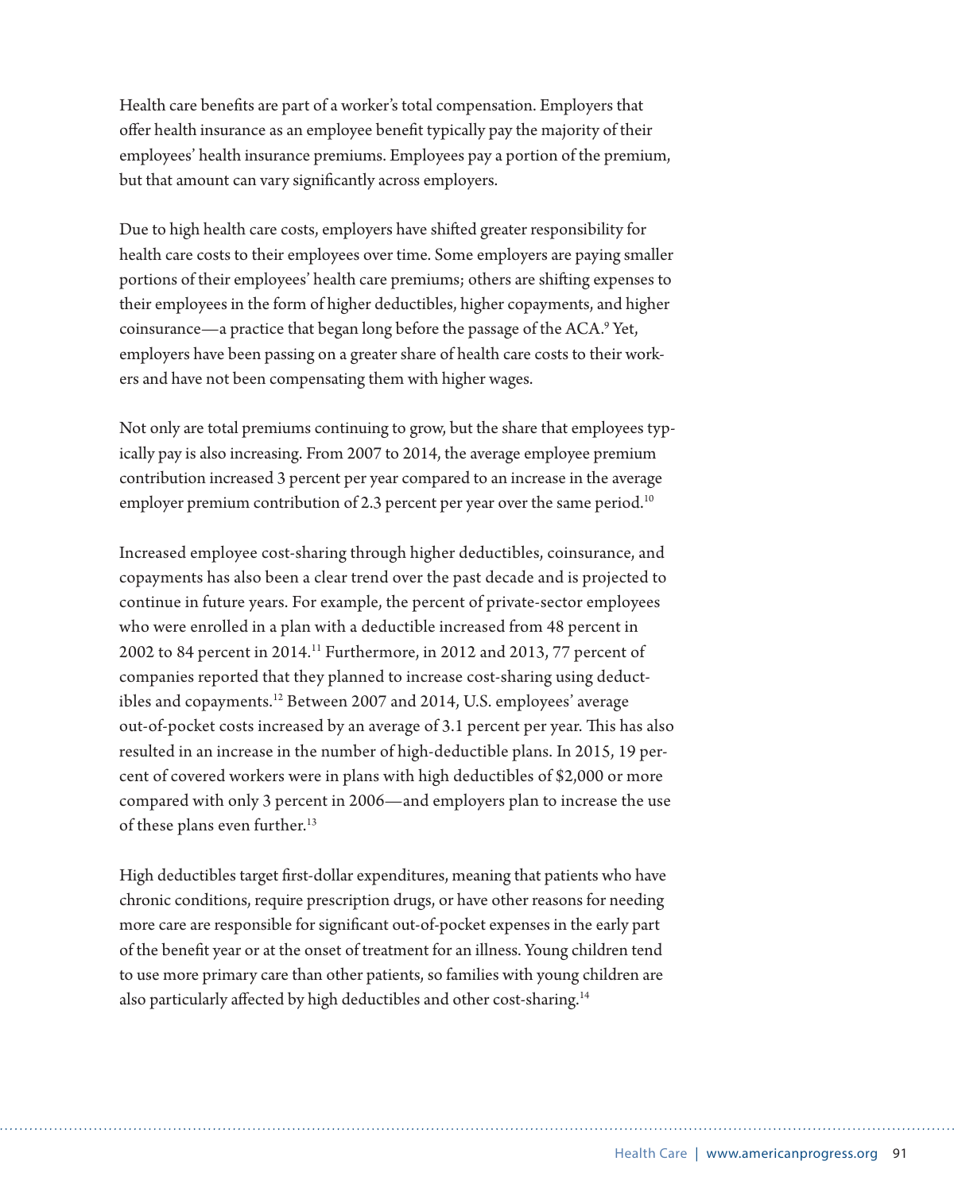Health care benefits are part of a worker's total compensation. Employers that offer health insurance as an employee benefit typically pay the majority of their employees' health insurance premiums. Employees pay a portion of the premium, but that amount can vary significantly across employers.

Due to high health care costs, employers have shifted greater responsibility for health care costs to their employees over time. Some employers are paying smaller portions of their employees' health care premiums; others are shifting expenses to their employees in the form of higher deductibles, higher copayments, and higher coinsurance—a practice that began long before the passage of the ACA.[9] Yet, employers have been passing on a greater share of health care costs to their workers and have not been compensating them with higher wages.

Not only are total premiums continuing to grow, but the share that employees typically pay is also increasing. From 2007 to 2014, the average employee premium contribution increased 3 percent per year compared to an increase in the average employer premium contribution of 2.3 percent per year over the same period.[10]

Increased employee cost-sharing through higher deductibles, coinsurance, and copayments has also been a clear trend over the past decade and is projected to continue in future years. For example, the percent of private-sector employees who were enrolled in a plan with a deductible increased from 48 percent in 2002 to 84 percent in 2014.[11] Furthermore, in 2012 and 2013, 77 percent of companies reported that they planned to increase cost-sharing using deductibles and copayments.[12] Between 2007 and 2014, U.S. employees' average out-of-pocket costs increased by an average of 3.1 percent per year. This has also resulted in an increase in the number of high-deductible plans. In 2015, 19 percent of covered workers were in plans with high deductibles of $2,000 or more compared with only 3 percent in 2006—and employers plan to increase the use of these plans even further.[13]

High deductibles target first-dollar expenditures, meaning that patients who have chronic conditions, require prescription drugs, or have other reasons for needing more care are responsible for significant out-of-pocket expenses in the early part of the benefit year or at the onset of treatment for an illness. Young children tend to use more primary care than other patients, so families with young children are also particularly affected by high deductibles and other cost-sharing.[14]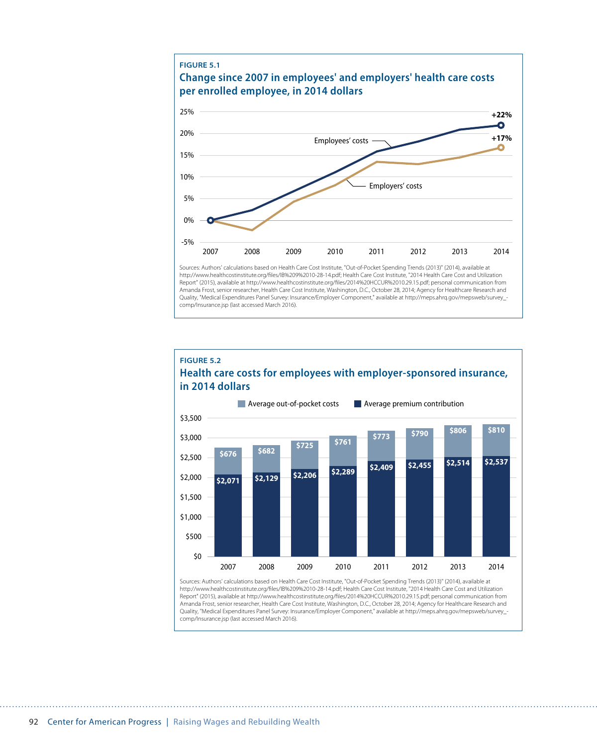FIGURE 5.1

**Change since 2007 in employees' and employers' health care costs per enrolled employee, in 2014 dollars**

Employees' costs: +22%

Employers' costs: +17%

Sources: Authors' calculations based on Health Care Cost Institute, "Out-of-Pocket Spending Trends (2013)" (2014), available at http://www.healthcostinstitute.org/files/IB%209%2010-28-14.pdf; Health Care Cost Institute, "2014 Health Care Cost and Utilization Report" (2015), available at http://www.healthcostinstitute.org/files/2014%20HCCUR%2010.29.15.pdf; personal communication from Amanda Frost, senior researcher, Health Care Cost Institute, Washington, D.C., October 28, 2014; Agency for Healthcare Research and Quality, "Medical Expenditures Panel Survey: Insurance/Employer Component," available at http://meps.ahrq.gov/mepsweb/survey_-comp/Insurance.jsp (last accessed March 2016).

FIGURE 5.2

**Health care costs for employees with employer-sponsored insurance, in 2014 dollars**

| Year | Average out-of-pocket costs | Average premium contribution |
|---|---|---|
| 2007 | $676 | $2,071 |
| 2008 | $682 | $2,129 |
| 2009 | $725 | $2,206 |
| 2010 | $761 | $2,289 |
| 2011 | $773 | $2,409 |
| 2012 | $790 | $2,455 |
| 2013 | $806 | $2,514 |
| 2014 | $810 | $2,537 |

Sources: Authors' calculations based on Health Care Cost Institute, "Out-of-Pocket Spending Trends (2013)" (2014), available at http://www.healthcostinstitute.org/files/IB%209%2010-28-14.pdf; Health Care Cost Institute, "2014 Health Care Cost and Utilization Report" (2015), available at http://www.healthcostinstitute.org/files/2014%20HCCUR%2010.29.15.pdf; personal communication from Amanda Frost, senior researcher, Health Care Cost Institute, Washington, D.C., October 28, 2014; Agency for Healthcare Research and Quality, "Medical Expenditures Panel Survey: Insurance/Employer Component," available at http://meps.ahrq.gov/mepsweb/survey_-comp/Insurance.jsp (last accessed March 2016).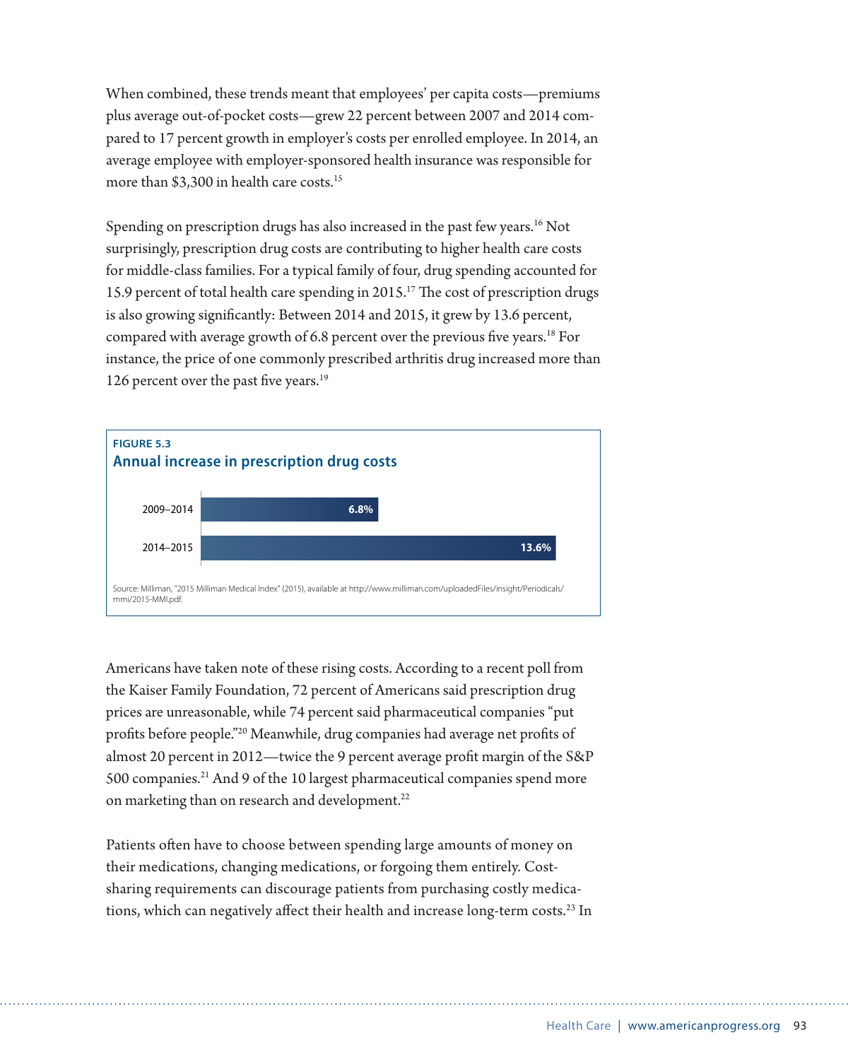When combined, these trends meant that employees' per capita costs—premiums plus average out-of-pocket costs—grew 22 percent between 2007 and 2014 compared to 17 percent growth in employer's costs per enrolled employee. In 2014, an average employee with employer-sponsored health insurance was responsible for more than $3,300 in health care costs.[15]

Spending on prescription drugs has also increased in the past few years.[16] Not surprisingly, prescription drug costs are contributing to higher health care costs for middle-class families. For a typical family of four, drug spending accounted for 15.9 percent of total health care spending in 2015.[17] The cost of prescription drugs is also growing significantly: Between 2014 and 2015, it grew by 13.6 percent, compared with average growth of 6.8 percent over the previous five years.[18] For instance, the price of one commonly prescribed arthritis drug increased more than 126 percent over the past five years.[19]

**FIGURE 5.3**

**Annual increase in prescription drug costs**

| Period | Annual increase |
|---|---|
| 2009–2014 | 6.8% |
| 2014–2015 | 13.6% |

Source: Milliman, "2015 Milliman Medical Index" (2015), available at http://www.milliman.com/uploadedFiles/insight/Periodicals/mmi/2015-MMI.pdf.

Americans have taken note of these rising costs. According to a recent poll from the Kaiser Family Foundation, 72 percent of Americans said prescription drug prices are unreasonable, while 74 percent said pharmaceutical companies "put profits before people."[20] Meanwhile, drug companies had average net profits of almost 20 percent in 2012—twice the 9 percent average profit margin of the S&P 500 companies.[21] And 9 of the 10 largest pharmaceutical companies spend more on marketing than on research and development.[22]

Patients often have to choose between spending large amounts of money on their medications, changing medications, or forgoing them entirely. Cost-sharing requirements can discourage patients from purchasing costly medications, which can negatively affect their health and increase long-term costs.[23] In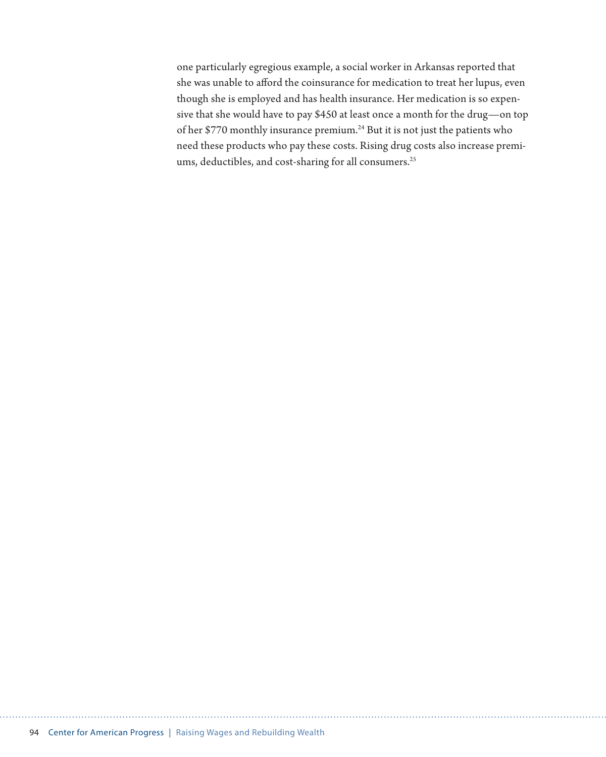one particularly egregious example, a social worker in Arkansas reported that she was unable to afford the coinsurance for medication to treat her lupus, even though she is employed and has health insurance. Her medication is so expensive that she would have to pay $450 at least once a month for the drug—on top of her $770 monthly insurance premium.[24] But it is not just the patients who need these products who pay these costs. Rising drug costs also increase premiums, deductibles, and cost-sharing for all consumers.[25]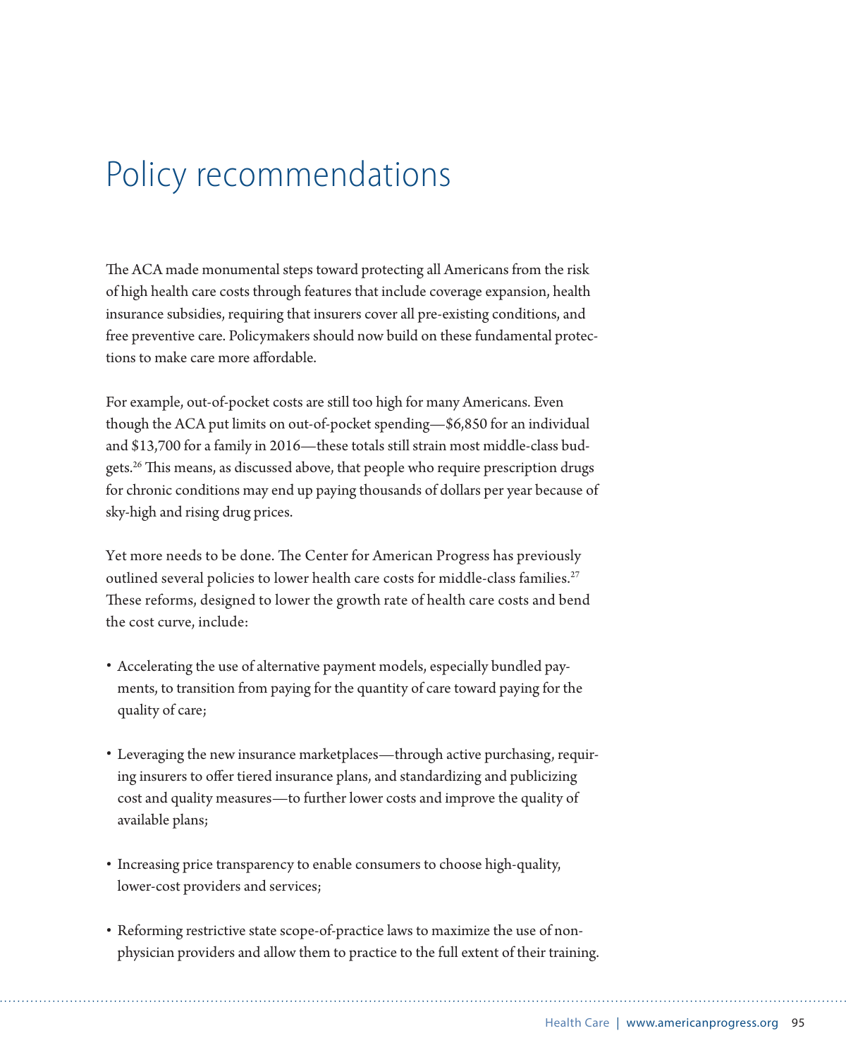# Policy recommendations

The ACA made monumental steps toward protecting all Americans from the risk of high health care costs through features that include coverage expansion, health insurance subsidies, requiring that insurers cover all pre-existing conditions, and free preventive care. Policymakers should now build on these fundamental protections to make care more affordable.

For example, out-of-pocket costs are still too high for many Americans. Even though the ACA put limits on out-of-pocket spending—$6,850 for an individual and $13,700 for a family in 2016—these totals still strain most middle-class budgets.[26] This means, as discussed above, that people who require prescription drugs for chronic conditions may end up paying thousands of dollars per year because of sky-high and rising drug prices.

Yet more needs to be done. The Center for American Progress has previously outlined several policies to lower health care costs for middle-class families.[27] These reforms, designed to lower the growth rate of health care costs and bend the cost curve, include:

- Accelerating the use of alternative payment models, especially bundled payments, to transition from paying for the quantity of care toward paying for the quality of care;
- Leveraging the new insurance marketplaces—through active purchasing, requiring insurers to offer tiered insurance plans, and standardizing and publicizing cost and quality measures—to further lower costs and improve the quality of available plans;
- Increasing price transparency to enable consumers to choose high-quality, lower-cost providers and services;
- Reforming restrictive state scope-of-practice laws to maximize the use of non-physician providers and allow them to practice to the full extent of their training.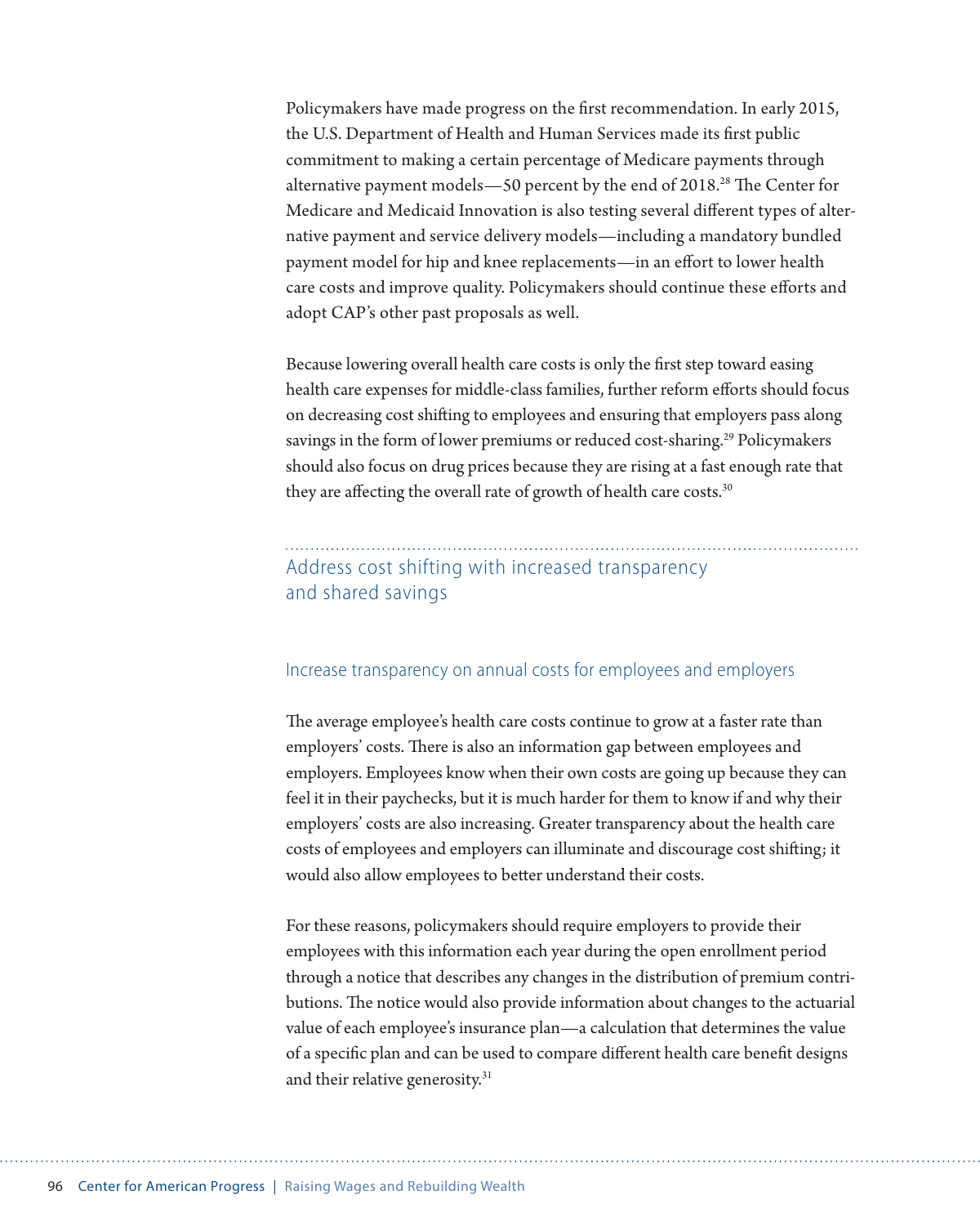Policymakers have made progress on the first recommendation. In early 2015, the U.S. Department of Health and Human Services made its first public commitment to making a certain percentage of Medicare payments through alternative payment models—50 percent by the end of 2018.[28] The Center for Medicare and Medicaid Innovation is also testing several different types of alternative payment and service delivery models—including a mandatory bundled payment model for hip and knee replacements—in an effort to lower health care costs and improve quality. Policymakers should continue these efforts and adopt CAP's other past proposals as well.

Because lowering overall health care costs is only the first step toward easing health care expenses for middle-class families, further reform efforts should focus on decreasing cost shifting to employees and ensuring that employers pass along savings in the form of lower premiums or reduced cost-sharing.[29] Policymakers should also focus on drug prices because they are rising at a fast enough rate that they are affecting the overall rate of growth of health care costs.[30]

## Address cost shifting with increased transparency and shared savings

### Increase transparency on annual costs for employees and employers

The average employee's health care costs continue to grow at a faster rate than employers' costs. There is also an information gap between employees and employers. Employees know when their own costs are going up because they can feel it in their paychecks, but it is much harder for them to know if and why their employers' costs are also increasing. Greater transparency about the health care costs of employees and employers can illuminate and discourage cost shifting; it would also allow employees to better understand their costs.

For these reasons, policymakers should require employers to provide their employees with this information each year during the open enrollment period through a notice that describes any changes in the distribution of premium contributions. The notice would also provide information about changes to the actuarial value of each employee's insurance plan—a calculation that determines the value of a specific plan and can be used to compare different health care benefit designs and their relative generosity.[31]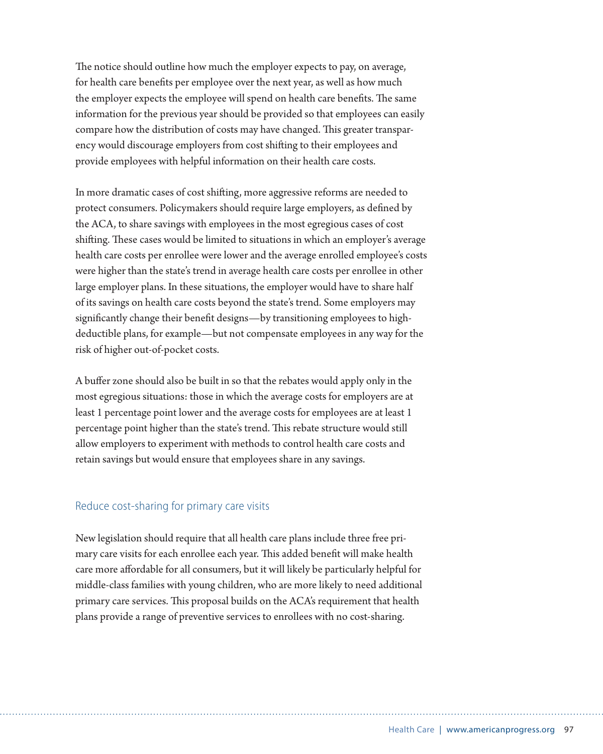The notice should outline how much the employer expects to pay, on average, for health care benefits per employee over the next year, as well as how much the employer expects the employee will spend on health care benefits. The same information for the previous year should be provided so that employees can easily compare how the distribution of costs may have changed. This greater transparency would discourage employers from cost shifting to their employees and provide employees with helpful information on their health care costs.

In more dramatic cases of cost shifting, more aggressive reforms are needed to protect consumers. Policymakers should require large employers, as defined by the ACA, to share savings with employees in the most egregious cases of cost shifting. These cases would be limited to situations in which an employer's average health care costs per enrollee were lower and the average enrolled employee's costs were higher than the state's trend in average health care costs per enrollee in other large employer plans. In these situations, the employer would have to share half of its savings on health care costs beyond the state's trend. Some employers may significantly change their benefit designs—by transitioning employees to high-deductible plans, for example—but not compensate employees in any way for the risk of higher out-of-pocket costs.

A buffer zone should also be built in so that the rebates would apply only in the most egregious situations: those in which the average costs for employers are at least 1 percentage point lower and the average costs for employees are at least 1 percentage point higher than the state's trend. This rebate structure would still allow employers to experiment with methods to control health care costs and retain savings but would ensure that employees share in any savings.

### Reduce cost-sharing for primary care visits

New legislation should require that all health care plans include three free primary care visits for each enrollee each year. This added benefit will make health care more affordable for all consumers, but it will likely be particularly helpful for middle-class families with young children, who are more likely to need additional primary care services. This proposal builds on the ACA's requirement that health plans provide a range of preventive services to enrollees with no cost-sharing.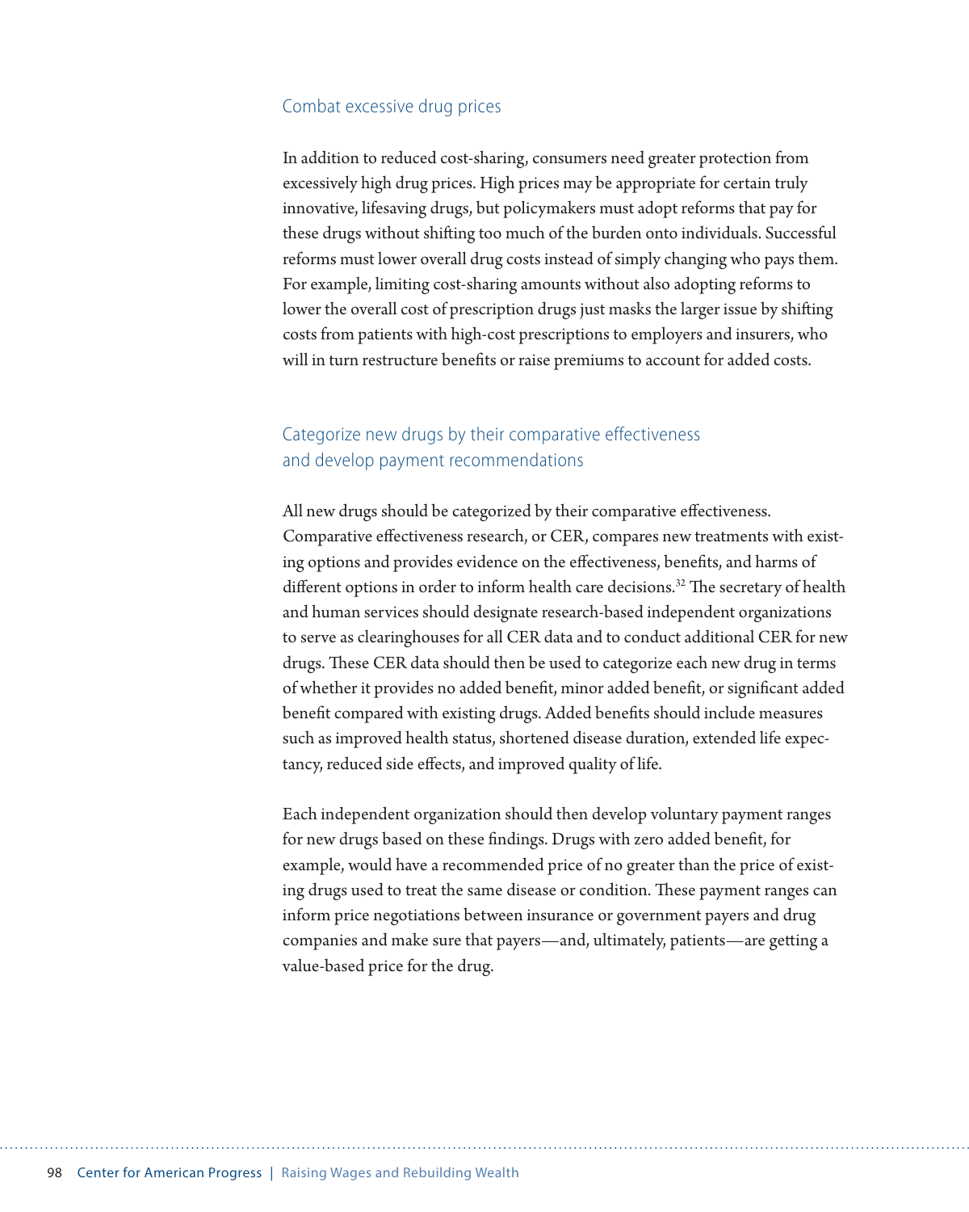## Combat excessive drug prices

In addition to reduced cost-sharing, consumers need greater protection from excessively high drug prices. High prices may be appropriate for certain truly innovative, lifesaving drugs, but policymakers must adopt reforms that pay for these drugs without shifting too much of the burden onto individuals. Successful reforms must lower overall drug costs instead of simply changing who pays them. For example, limiting cost-sharing amounts without also adopting reforms to lower the overall cost of prescription drugs just masks the larger issue by shifting costs from patients with high-cost prescriptions to employers and insurers, who will in turn restructure benefits or raise premiums to account for added costs.

## Categorize new drugs by their comparative effectiveness and develop payment recommendations

All new drugs should be categorized by their comparative effectiveness. Comparative effectiveness research, or CER, compares new treatments with existing options and provides evidence on the effectiveness, benefits, and harms of different options in order to inform health care decisions.[32] The secretary of health and human services should designate research-based independent organizations to serve as clearinghouses for all CER data and to conduct additional CER for new drugs. These CER data should then be used to categorize each new drug in terms of whether it provides no added benefit, minor added benefit, or significant added benefit compared with existing drugs. Added benefits should include measures such as improved health status, shortened disease duration, extended life expectancy, reduced side effects, and improved quality of life.

Each independent organization should then develop voluntary payment ranges for new drugs based on these findings. Drugs with zero added benefit, for example, would have a recommended price of no greater than the price of existing drugs used to treat the same disease or condition. These payment ranges can inform price negotiations between insurance or government payers and drug companies and make sure that payers—and, ultimately, patients—are getting a value-based price for the drug.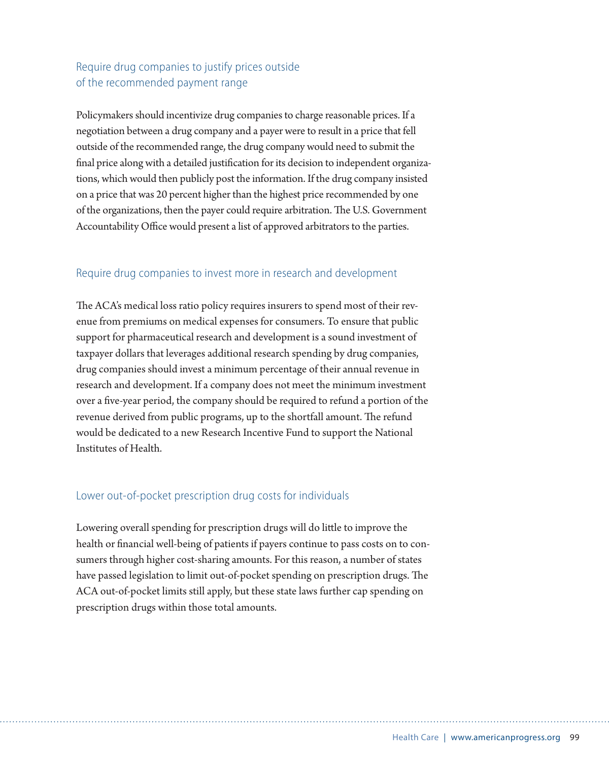### Require drug companies to justify prices outside of the recommended payment range

Policymakers should incentivize drug companies to charge reasonable prices. If a negotiation between a drug company and a payer were to result in a price that fell outside of the recommended range, the drug company would need to submit the final price along with a detailed justification for its decision to independent organizations, which would then publicly post the information. If the drug company insisted on a price that was 20 percent higher than the highest price recommended by one of the organizations, then the payer could require arbitration. The U.S. Government Accountability Office would present a list of approved arbitrators to the parties.

### Require drug companies to invest more in research and development

The ACA's medical loss ratio policy requires insurers to spend most of their revenue from premiums on medical expenses for consumers. To ensure that public support for pharmaceutical research and development is a sound investment of taxpayer dollars that leverages additional research spending by drug companies, drug companies should invest a minimum percentage of their annual revenue in research and development. If a company does not meet the minimum investment over a five-year period, the company should be required to refund a portion of the revenue derived from public programs, up to the shortfall amount. The refund would be dedicated to a new Research Incentive Fund to support the National Institutes of Health.

### Lower out-of-pocket prescription drug costs for individuals

Lowering overall spending for prescription drugs will do little to improve the health or financial well-being of patients if payers continue to pass costs on to consumers through higher cost-sharing amounts. For this reason, a number of states have passed legislation to limit out-of-pocket spending on prescription drugs. The ACA out-of-pocket limits still apply, but these state laws further cap spending on prescription drugs within those total amounts.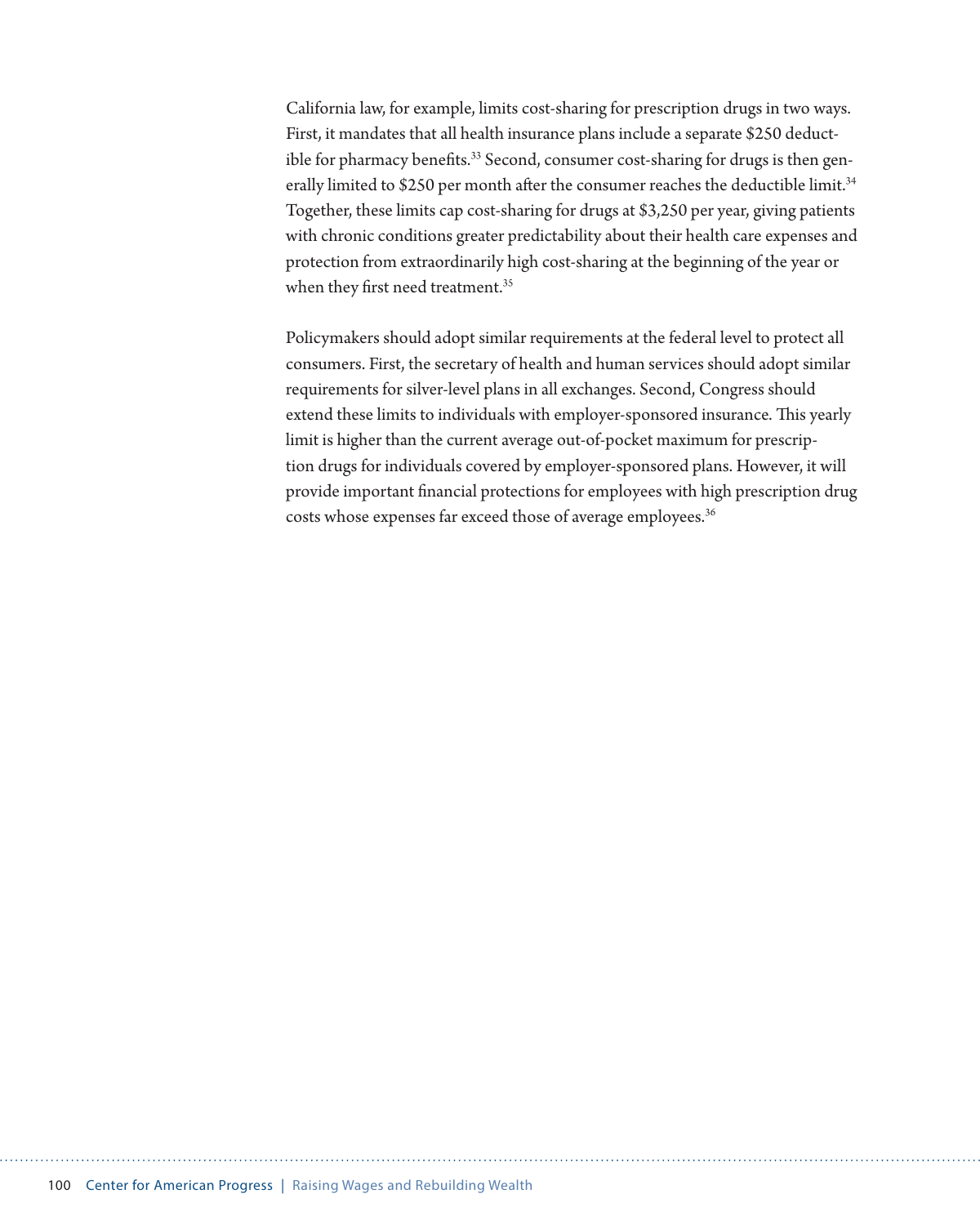California law, for example, limits cost-sharing for prescription drugs in two ways. First, it mandates that all health insurance plans include a separate $250 deductible for pharmacy benefits.[33] Second, consumer cost-sharing for drugs is then generally limited to $250 per month after the consumer reaches the deductible limit.[34] Together, these limits cap cost-sharing for drugs at $3,250 per year, giving patients with chronic conditions greater predictability about their health care expenses and protection from extraordinarily high cost-sharing at the beginning of the year or when they first need treatment.[35]

Policymakers should adopt similar requirements at the federal level to protect all consumers. First, the secretary of health and human services should adopt similar requirements for silver-level plans in all exchanges. Second, Congress should extend these limits to individuals with employer-sponsored insurance. This yearly limit is higher than the current average out-of-pocket maximum for prescription drugs for individuals covered by employer-sponsored plans. However, it will provide important financial protections for employees with high prescription drug costs whose expenses far exceed those of average employees.[36]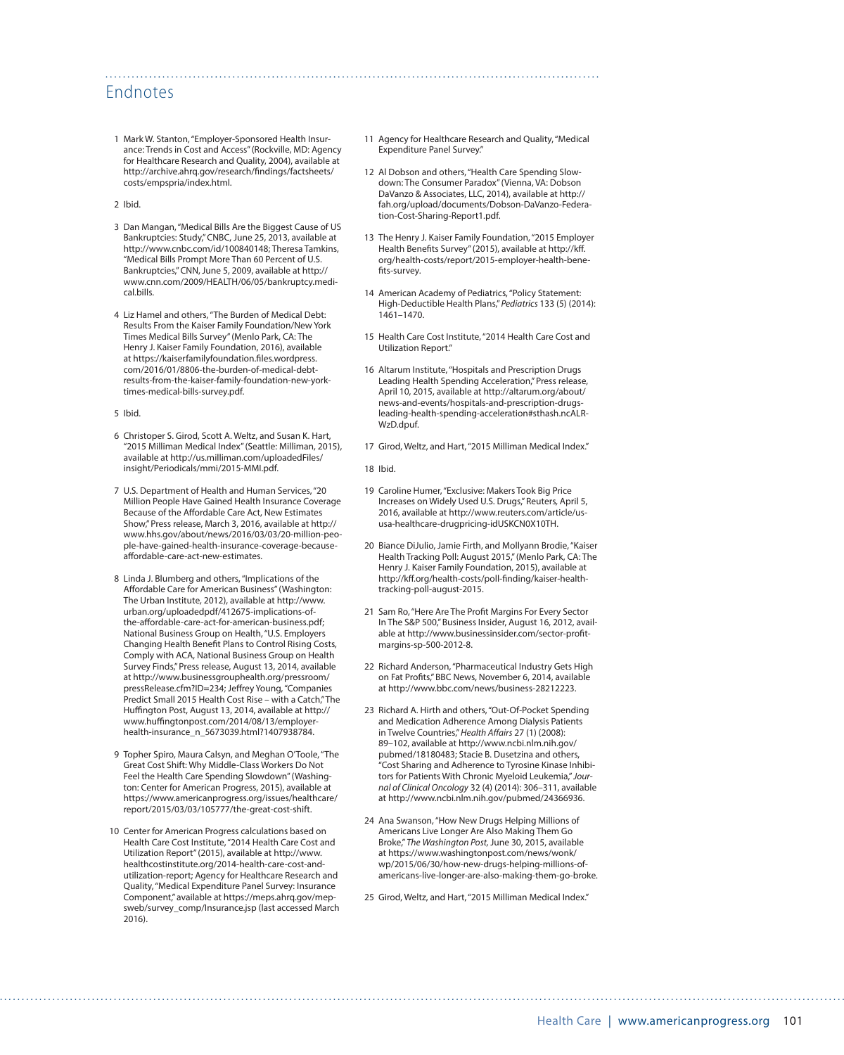## Endnotes

1. Mark W. Stanton, "Employer-Sponsored Health Insurance: Trends in Cost and Access" (Rockville, MD: Agency for Healthcare Research and Quality, 2004), available at http://archive.ahrq.gov/research/findings/factsheets/costs/empspria/index.html.

2. Ibid.

3. Dan Mangan, "Medical Bills Are the Biggest Cause of US Bankruptcies: Study," CNBC, June 25, 2013, available at http://www.cnbc.com/id/100840148; Theresa Tamkins, "Medical Bills Prompt More Than 60 Percent of U.S. Bankruptcies," CNN, June 5, 2009, available at http://www.cnn.com/2009/HEALTH/06/05/bankruptcy.medical.bills.

4. Liz Hamel and others, "The Burden of Medical Debt: Results From the Kaiser Family Foundation/New York Times Medical Bills Survey" (Menlo Park, CA: The Henry J. Kaiser Family Foundation, 2016), available at https://kaiserfamilyfoundation.files.wordpress.com/2016/01/8806-the-burden-of-medical-debt-results-from-the-kaiser-family-foundation-new-york-times-medical-bills-survey.pdf.

5. Ibid.

6. Christopher S. Girod, Scott A. Weltz, and Susan K. Hart, "2015 Milliman Medical Index" (Seattle: Milliman, 2015), available at http://us.milliman.com/uploadedFiles/insight/Periodicals/mmi/2015-MMI.pdf.

7. U.S. Department of Health and Human Services, "20 Million People Have Gained Health Insurance Coverage Because of the Affordable Care Act, New Estimates Show," Press release, March 3, 2016, available at http://www.hhs.gov/about/news/2016/03/03/20-million-people-have-gained-health-insurance-coverage-because-affordable-care-act-new-estimates.

8. Linda J. Blumberg and others, "Implications of the Affordable Care for American Business" (Washington: The Urban Institute, 2012), available at http://www.urban.org/uploadedpdf/412675-implications-of-the-affordable-care-act-for-american-business.pdf; National Business Group on Health, "U.S. Employers Changing Health Benefit Plans to Control Rising Costs, Comply with ACA, National Business Group on Health Survey Finds," Press release, August 13, 2014, available at http://www.businessgrouphealth.org/pressroom/pressRelease.cfm?ID=234; Jeffrey Young, "Companies Predict Small 2015 Health Cost Rise – with a Catch," The Huffington Post, August 13, 2014, available at http://www.huffingtonpost.com/2014/08/13/employer-health-insurance_n_5673039.html?1407938784.

9. Topher Spiro, Maura Calsyn, and Meghan O'Toole, "The Great Cost Shift: Why Middle-Class Workers Do Not Feel the Health Care Spending Slowdown" (Washington: Center for American Progress, 2015), available at https://www.americanprogress.org/issues/healthcare/report/2015/03/03/105777/the-great-cost-shift.

10. Center for American Progress calculations based on Health Care Cost Institute, "2014 Health Care Cost and Utilization Report" (2015), available at http://www.healthcostinstitute.org/2014-health-care-cost-and-utilization-report; Agency for Healthcare Research and Quality, "Medical Expenditure Panel Survey: Insurance Component," available at https://meps.ahrq.gov/mepsweb/survey_comp/Insurance.jsp (last accessed March 2016).

11. Agency for Healthcare Research and Quality, "Medical Expenditure Panel Survey."

12. Al Dobson and others, "Health Care Spending Slowdown: The Consumer Paradox" (Vienna, VA: Dobson DaVanzo & Associates, LLC, 2014), available at http://fah.org/upload/documents/Dobson-DaVanzo-Federation-Cost-Sharing-Report1.pdf.

13. The Henry J. Kaiser Family Foundation, "2015 Employer Health Benefits Survey" (2015), available at http://kff.org/health-costs/report/2015-employer-health-benefits-survey.

14. American Academy of Pediatrics, "Policy Statement: High-Deductible Health Plans," *Pediatrics* 133 (5) (2014): 1461–1470.

15. Health Care Cost Institute, "2014 Health Care Cost and Utilization Report."

16. Altarum Institute, "Hospitals and Prescription Drugs Leading Health Spending Acceleration," Press release, April 10, 2015, available at http://altarum.org/about/news-and-events/hospitals-and-prescription-drugs-leading-health-spending-acceleration#sthash.ncALRWzD.dpuf.

17. Girod, Weltz, and Hart, "2015 Milliman Medical Index."

18. Ibid.

19. Caroline Humer, "Exclusive: Makers Took Big Price Increases on Widely Used U.S. Drugs," Reuters, April 5, 2016, available at http://www.reuters.com/article/us-usa-healthcare-drugpricing-idUSKCN0X10TH.

20. Biance DiJulio, Jamie Firth, and Mollyann Brodie, "Kaiser Health Tracking Poll: August 2015," (Menlo Park, CA: The Henry J. Kaiser Family Foundation, 2015), available at http://kff.org/health-costs/poll-finding/kaiser-health-tracking-poll-august-2015.

21. Sam Ro, "Here Are The Profit Margins For Every Sector In The S&P 500," Business Insider, August 16, 2012, available at http://www.businessinsider.com/sector-profit-margins-sp-500-2012-8.

22. Richard Anderson, "Pharmaceutical Industry Gets High on Fat Profits," BBC News, November 6, 2014, available at http://www.bbc.com/news/business-28212223.

23. Richard A. Hirth and others, "Out-Of-Pocket Spending and Medication Adherence Among Dialysis Patients in Twelve Countries," *Health Affairs* 27 (1) (2008): 89–102, available at http://www.ncbi.nlm.nih.gov/pubmed/18180483; Stacie B. Dusetzina and others, "Cost Sharing and Adherence to Tyrosine Kinase Inhibitors for Patients With Chronic Myeloid Leukemia," *Journal of Clinical Oncology* 32 (4) (2014): 306–311, available at http://www.ncbi.nlm.nih.gov/pubmed/24366936.

24. Ana Swanson, "How New Drugs Helping Millions of Americans Live Longer Are Also Making Them Go Broke," *The Washington Post*, June 30, 2015, available at https://www.washingtonpost.com/news/wonk/wp/2015/06/30/how-new-drugs-helping-millions-of-americans-live-longer-are-also-making-them-go-broke.

25. Girod, Weltz, and Hart, "2015 Milliman Medical Index."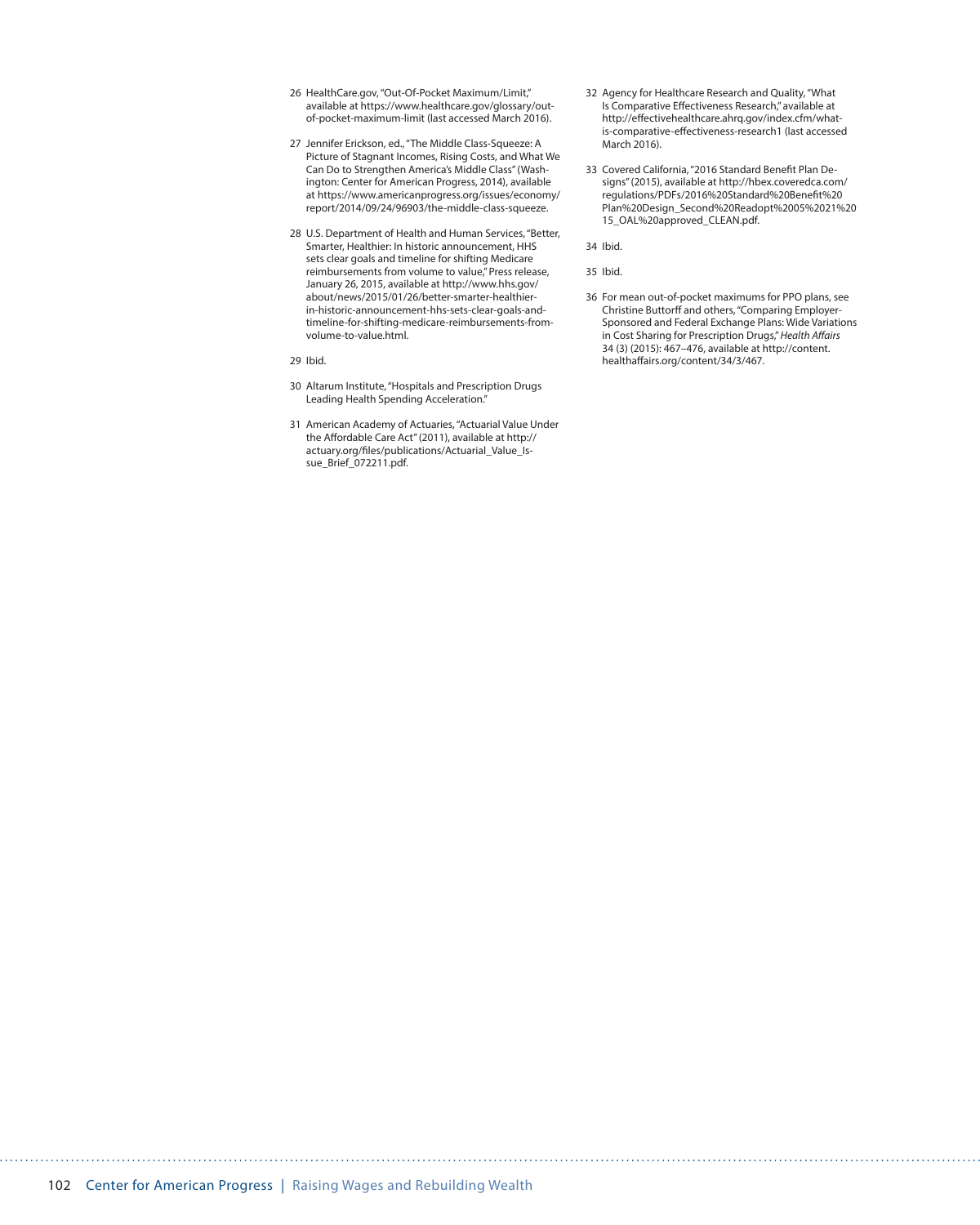26 HealthCare.gov, "Out-Of-Pocket Maximum/Limit," available at https://www.healthcare.gov/glossary/out-of-pocket-maximum-limit (last accessed March 2016).

27 Jennifer Erickson, ed., "The Middle Class-Squeeze: A Picture of Stagnant Incomes, Rising Costs, and What We Can Do to Strengthen America's Middle Class" (Washington: Center for American Progress, 2014), available at https://www.americanprogress.org/issues/economy/report/2014/09/24/96903/the-middle-class-squeeze.

28 U.S. Department of Health and Human Services, "Better, Smarter, Healthier: In historic announcement, HHS sets clear goals and timeline for shifting Medicare reimbursements from volume to value," Press release, January 26, 2015, available at http://www.hhs.gov/about/news/2015/01/26/better-smarter-healthier-in-historic-announcement-hhs-sets-clear-goals-and-timeline-for-shifting-medicare-reimbursements-from-volume-to-value.html.

29 Ibid.

30 Altarum Institute, "Hospitals and Prescription Drugs Leading Health Spending Acceleration."

31 American Academy of Actuaries, "Actuarial Value Under the Affordable Care Act" (2011), available at http://actuary.org/files/publications/Actuarial_Value_Issue_Brief_072211.pdf.

32 Agency for Healthcare Research and Quality, "What Is Comparative Effectiveness Research," available at http://effectivehealthcare.ahrq.gov/index.cfm/what-is-comparative-effectiveness-research1 (last accessed March 2016).

33 Covered California, "2016 Standard Benefit Plan Designs" (2015), available at http://hbex.coveredca.com/regulations/PDFs/2016%20Standard%20Benefit%20Plan%20Design_Second%20Readopt%2005%2021%2015_OAL%20approved_CLEAN.pdf.

34 Ibid.

35 Ibid.

36 For mean out-of-pocket maximums for PPO plans, see Christine Buttorff and others, "Comparing Employer-Sponsored and Federal Exchange Plans: Wide Variations in Cost Sharing for Prescription Drugs," *Health Affairs* 34 (3) (2015): 467–476, available at http://content.healthaffairs.org/content/34/3/467.